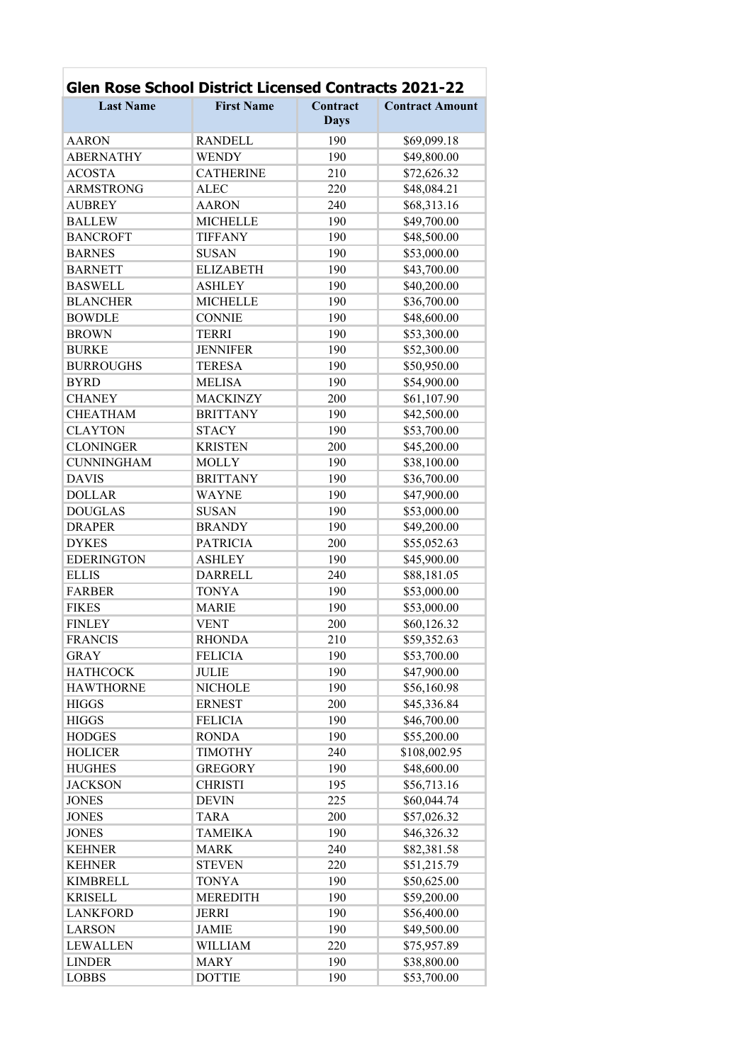# Glen Rose School District Licensed Contracts 2021-22

| Last Name | First Name | Contract Days | Contract Amount |
|---|---|---|---|
| AARON | RANDELL | 190 | $69,099.18 |
| ABERNATHY | WENDY | 190 | $49,800.00 |
| ACOSTA | CATHERINE | 210 | $72,626.32 |
| ARMSTRONG | ALEC | 220 | $48,084.21 |
| AUBREY | AARON | 240 | $68,313.16 |
| BALLEW | MICHELLE | 190 | $49,700.00 |
| BANCROFT | TIFFANY | 190 | $48,500.00 |
| BARNES | SUSAN | 190 | $53,000.00 |
| BARNETT | ELIZABETH | 190 | $43,700.00 |
| BASWELL | ASHLEY | 190 | $40,200.00 |
| BLANCHER | MICHELLE | 190 | $36,700.00 |
| BOWDLE | CONNIE | 190 | $48,600.00 |
| BROWN | TERRI | 190 | $53,300.00 |
| BURKE | JENNIFER | 190 | $52,300.00 |
| BURROUGHS | TERESA | 190 | $50,950.00 |
| BYRD | MELISA | 190 | $54,900.00 |
| CHANEY | MACKINZY | 200 | $61,107.90 |
| CHEATHAM | BRITTANY | 190 | $42,500.00 |
| CLAYTON | STACY | 190 | $53,700.00 |
| CLONINGER | KRISTEN | 200 | $45,200.00 |
| CUNNINGHAM | MOLLY | 190 | $38,100.00 |
| DAVIS | BRITTANY | 190 | $36,700.00 |
| DOLLAR | WAYNE | 190 | $47,900.00 |
| DOUGLAS | SUSAN | 190 | $53,000.00 |
| DRAPER | BRANDY | 190 | $49,200.00 |
| DYKES | PATRICIA | 200 | $55,052.63 |
| EDERINGTON | ASHLEY | 190 | $45,900.00 |
| ELLIS | DARRELL | 240 | $88,181.05 |
| FARBER | TONYA | 190 | $53,000.00 |
| FIKES | MARIE | 190 | $53,000.00 |
| FINLEY | VENT | 200 | $60,126.32 |
| FRANCIS | RHONDA | 210 | $59,352.63 |
| GRAY | FELICIA | 190 | $53,700.00 |
| HATHCOCK | JULIE | 190 | $47,900.00 |
| HAWTHORNE | NICHOLE | 190 | $56,160.98 |
| HIGGS | ERNEST | 200 | $45,336.84 |
| HIGGS | FELICIA | 190 | $46,700.00 |
| HODGES | RONDA | 190 | $55,200.00 |
| HOLICER | TIMOTHY | 240 | $108,002.95 |
| HUGHES | GREGORY | 190 | $48,600.00 |
| JACKSON | CHRISTI | 195 | $56,713.16 |
| JONES | DEVIN | 225 | $60,044.74 |
| JONES | TARA | 200 | $57,026.32 |
| JONES | TAMEIKA | 190 | $46,326.32 |
| KEHNER | MARK | 240 | $82,381.58 |
| KEHNER | STEVEN | 220 | $51,215.79 |
| KIMBRELL | TONYA | 190 | $50,625.00 |
| KRISELL | MEREDITH | 190 | $59,200.00 |
| LANKFORD | JERRI | 190 | $56,400.00 |
| LARSON | JAMIE | 190 | $49,500.00 |
| LEWALLEN | WILLIAM | 220 | $75,957.89 |
| LINDER | MARY | 190 | $38,800.00 |
| LOBBS | DOTTIE | 190 | $53,700.00 |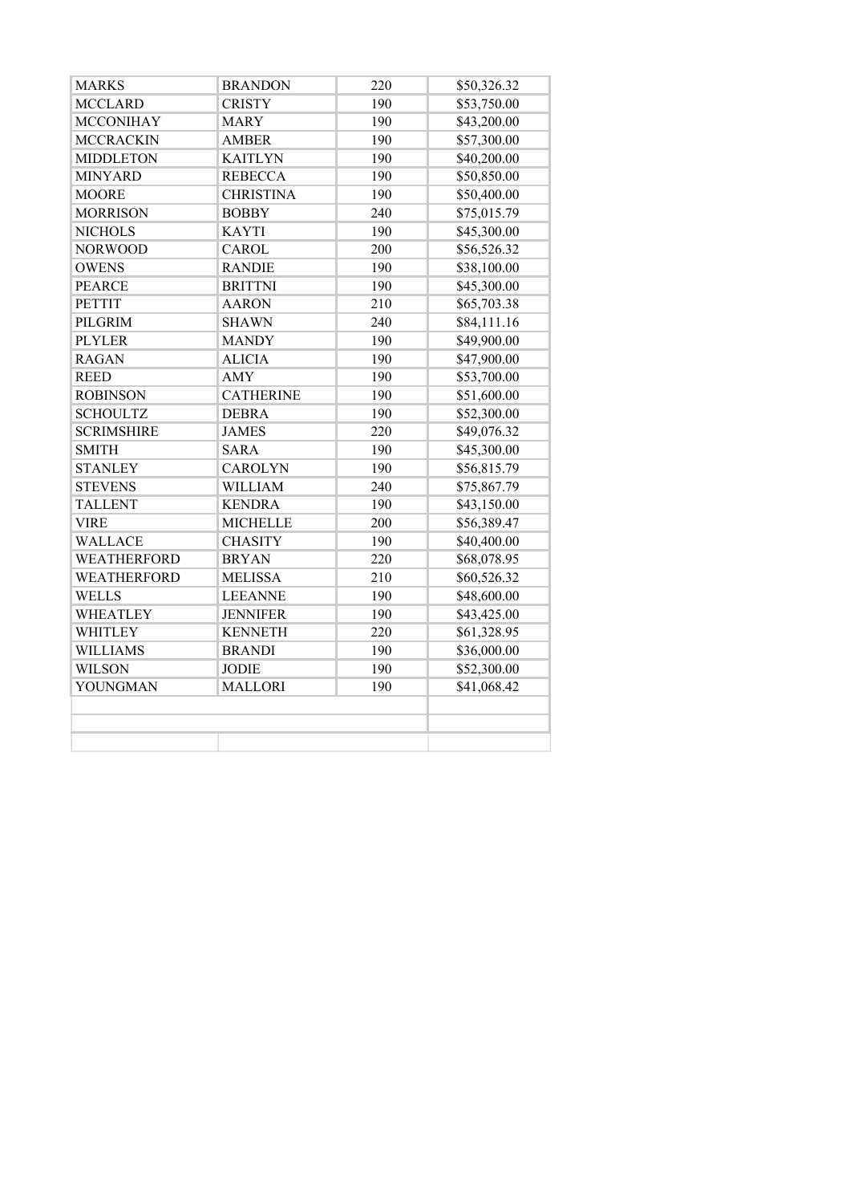| | | | |
|---|---|---|---|
| MARKS | BRANDON | 220 | $50,326.32 |
| MCCLARD | CRISTY | 190 | $53,750.00 |
| MCCONIHAY | MARY | 190 | $43,200.00 |
| MCCRACKIN | AMBER | 190 | $57,300.00 |
| MIDDLETON | KAITLYN | 190 | $40,200.00 |
| MINYARD | REBECCA | 190 | $50,850.00 |
| MOORE | CHRISTINA | 190 | $50,400.00 |
| MORRISON | BOBBY | 240 | $75,015.79 |
| NICHOLS | KAYTI | 190 | $45,300.00 |
| NORWOOD | CAROL | 200 | $56,526.32 |
| OWENS | RANDIE | 190 | $38,100.00 |
| PEARCE | BRITTNI | 190 | $45,300.00 |
| PETTIT | AARON | 210 | $65,703.38 |
| PILGRIM | SHAWN | 240 | $84,111.16 |
| PLYLER | MANDY | 190 | $49,900.00 |
| RAGAN | ALICIA | 190 | $47,900.00 |
| REED | AMY | 190 | $53,700.00 |
| ROBINSON | CATHERINE | 190 | $51,600.00 |
| SCHOULTZ | DEBRA | 190 | $52,300.00 |
| SCRIMSHIRE | JAMES | 220 | $49,076.32 |
| SMITH | SARA | 190 | $45,300.00 |
| STANLEY | CAROLYN | 190 | $56,815.79 |
| STEVENS | WILLIAM | 240 | $75,867.79 |
| TALLENT | KENDRA | 190 | $43,150.00 |
| VIRE | MICHELLE | 200 | $56,389.47 |
| WALLACE | CHASITY | 190 | $40,400.00 |
| WEATHERFORD | BRYAN | 220 | $68,078.95 |
| WEATHERFORD | MELISSA | 210 | $60,526.32 |
| WELLS | LEEANNE | 190 | $48,600.00 |
| WHEATLEY | JENNIFER | 190 | $43,425.00 |
| WHITLEY | KENNETH | 220 | $61,328.95 |
| WILLIAMS | BRANDI | 190 | $36,000.00 |
| WILSON | JODIE | 190 | $52,300.00 |
| YOUNGMAN | MALLORI | 190 | $41,068.42 |